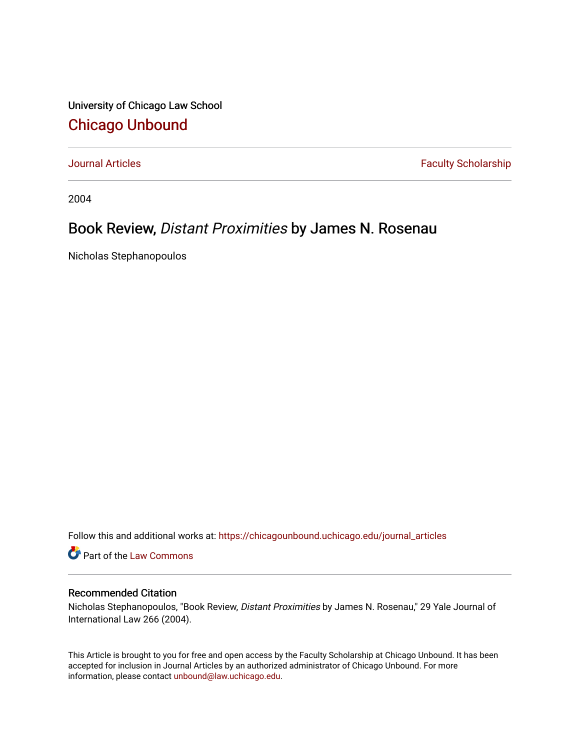University of Chicago Law School

## Chicago Unbound

Journal Articles | Faculty Scholarship

2004

# Book Review, *Distant Proximities* by James N. Rosenau

Nicholas Stephanopoulos

Follow this and additional works at: https://chicagounbound.uchicago.edu/journal_articles

Part of the Law Commons

### Recommended Citation

Nicholas Stephanopoulos, "Book Review, *Distant Proximities* by James N. Rosenau," 29 Yale Journal of International Law 266 (2004).

This Article is brought to you for free and open access by the Faculty Scholarship at Chicago Unbound. It has been accepted for inclusion in Journal Articles by an authorized administrator of Chicago Unbound. For more information, please contact unbound@law.uchicago.edu.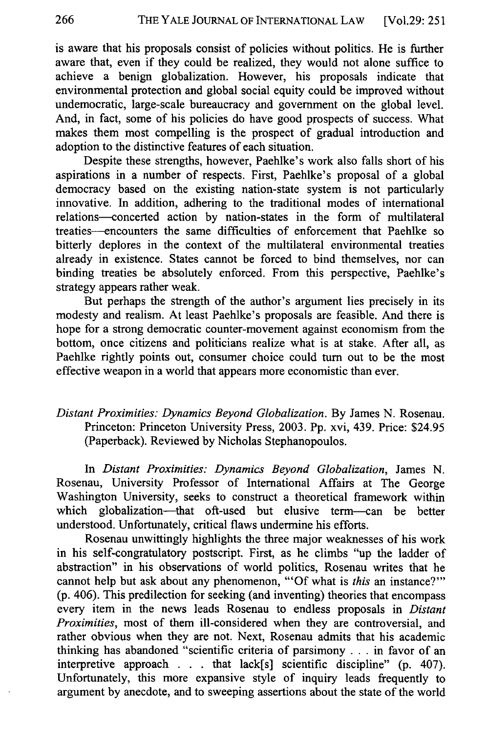is aware that his proposals consist of policies without politics. He is further aware that, even if they could be realized, they would not alone suffice to achieve a benign globalization. However, his proposals indicate that environmental protection and global social equity could be improved without undemocratic, large-scale bureaucracy and government on the global level. And, in fact, some of his policies do have good prospects of success. What makes them most compelling is the prospect of gradual introduction and adoption to the distinctive features of each situation.

Despite these strengths, however, Paehlke's work also falls short of his aspirations in a number of respects. First, Paehlke's proposal of a global democracy based on the existing nation-state system is not particularly innovative. In addition, adhering to the traditional modes of international relations—concerted action by nation-states in the form of multilateral treaties—encounters the same difficulties of enforcement that Paehlke so bitterly deplores in the context of the multilateral environmental treaties already in existence. States cannot be forced to bind themselves, nor can binding treaties be absolutely enforced. From this perspective, Paehlke's strategy appears rather weak.

But perhaps the strength of the author's argument lies precisely in its modesty and realism. At least Paehlke's proposals are feasible. And there is hope for a strong democratic counter-movement against economism from the bottom, once citizens and politicians realize what is at stake. After all, as Paehlke rightly points out, consumer choice could turn out to be the most effective weapon in a world that appears more economistic than ever.

*Distant Proximities: Dynamics Beyond Globalization*. By James N. Rosenau. Princeton: Princeton University Press, 2003. Pp. xvi, 439. Price: $24.95 (Paperback). Reviewed by Nicholas Stephanopoulos.

In *Distant Proximities: Dynamics Beyond Globalization*, James N. Rosenau, University Professor of International Affairs at The George Washington University, seeks to construct a theoretical framework within which globalization—that oft-used but elusive term—can be better understood. Unfortunately, critical flaws undermine his efforts.

Rosenau unwittingly highlights the three major weaknesses of his work in his self-congratulatory postscript. First, as he climbs "up the ladder of abstraction" in his observations of world politics, Rosenau writes that he cannot help but ask about any phenomenon, "'Of what is *this* an instance?'" (p. 406). This predilection for seeking (and inventing) theories that encompass every item in the news leads Rosenau to endless proposals in *Distant Proximities*, most of them ill-considered when they are controversial, and rather obvious when they are not. Next, Rosenau admits that his academic thinking has abandoned "scientific criteria of parsimony . . . in favor of an interpretive approach . . . that lack[s] scientific discipline" (p. 407). Unfortunately, this more expansive style of inquiry leads frequently to argument by anecdote, and to sweeping assertions about the state of the world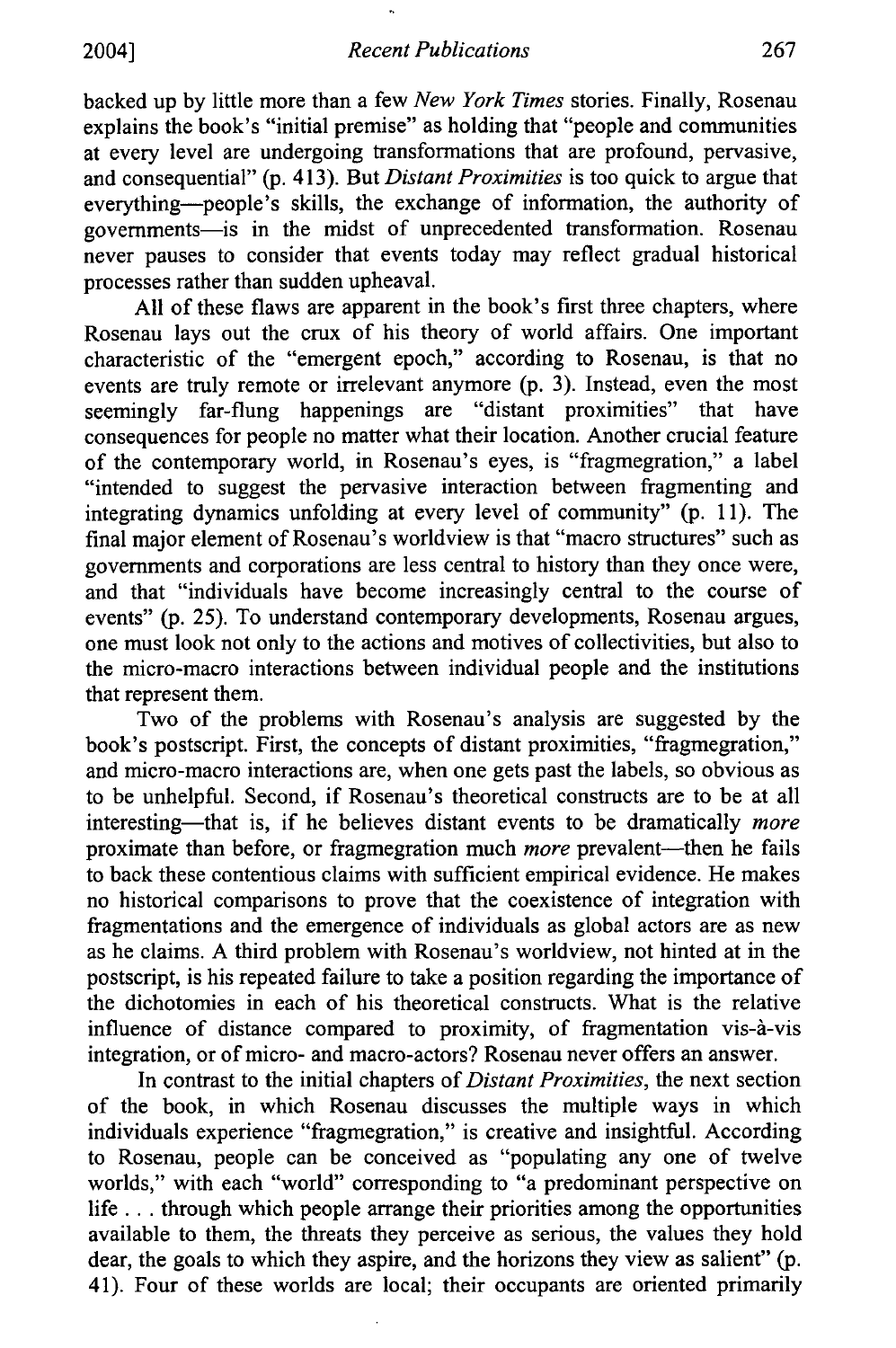backed up by little more than a few *New York Times* stories. Finally, Rosenau explains the book's "initial premise" as holding that "people and communities at every level are undergoing transformations that are profound, pervasive, and consequential" (p. 413). But *Distant Proximities* is too quick to argue that everything—people's skills, the exchange of information, the authority of governments—is in the midst of unprecedented transformation. Rosenau never pauses to consider that events today may reflect gradual historical processes rather than sudden upheaval.

All of these flaws are apparent in the book's first three chapters, where Rosenau lays out the crux of his theory of world affairs. One important characteristic of the "emergent epoch," according to Rosenau, is that no events are truly remote or irrelevant anymore (p. 3). Instead, even the most seemingly far-flung happenings are "distant proximities" that have consequences for people no matter what their location. Another crucial feature of the contemporary world, in Rosenau's eyes, is "fragmegration," a label "intended to suggest the pervasive interaction between fragmenting and integrating dynamics unfolding at every level of community" (p. 11). The final major element of Rosenau's worldview is that "macro structures" such as governments and corporations are less central to history than they once were, and that "individuals have become increasingly central to the course of events" (p. 25). To understand contemporary developments, Rosenau argues, one must look not only to the actions and motives of collectivities, but also to the micro-macro interactions between individual people and the institutions that represent them.

Two of the problems with Rosenau's analysis are suggested by the book's postscript. First, the concepts of distant proximities, "fragmegration," and micro-macro interactions are, when one gets past the labels, so obvious as to be unhelpful. Second, if Rosenau's theoretical constructs are to be at all interesting—that is, if he believes distant events to be dramatically *more* proximate than before, or fragmegration much *more* prevalent—then he fails to back these contentious claims with sufficient empirical evidence. He makes no historical comparisons to prove that the coexistence of integration with fragmentations and the emergence of individuals as global actors are as new as he claims. A third problem with Rosenau's worldview, not hinted at in the postscript, is his repeated failure to take a position regarding the importance of the dichotomies in each of his theoretical constructs. What is the relative influence of distance compared to proximity, of fragmentation vis-à-vis integration, or of micro- and macro-actors? Rosenau never offers an answer.

In contrast to the initial chapters of *Distant Proximities*, the next section of the book, in which Rosenau discusses the multiple ways in which individuals experience "fragmegration," is creative and insightful. According to Rosenau, people can be conceived as "populating any one of twelve worlds," with each "world" corresponding to "a predominant perspective on life . . . through which people arrange their priorities among the opportunities available to them, the threats they perceive as serious, the values they hold dear, the goals to which they aspire, and the horizons they view as salient" (p. 41). Four of these worlds are local; their occupants are oriented primarily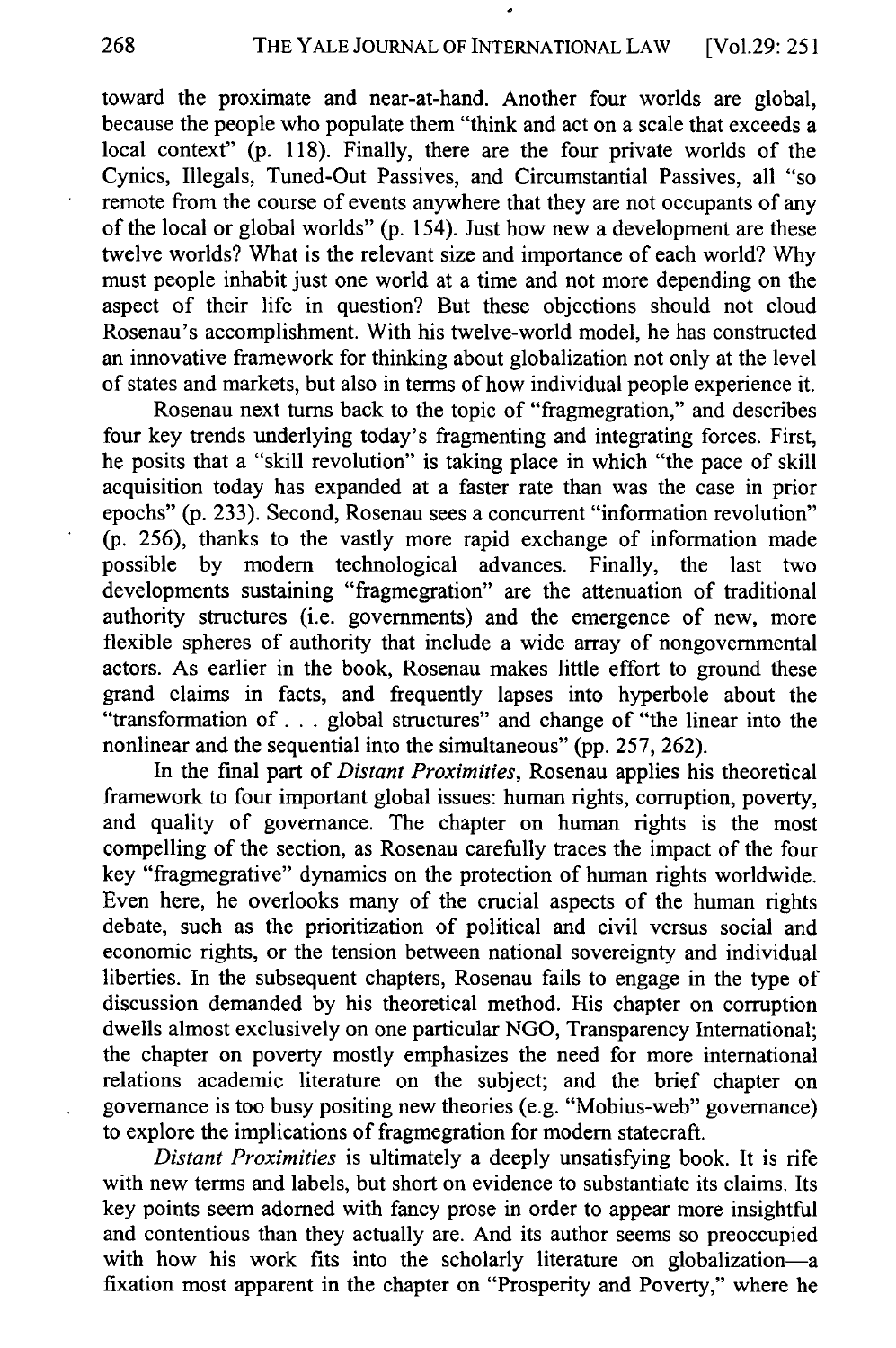toward the proximate and near-at-hand. Another four worlds are global, because the people who populate them "think and act on a scale that exceeds a local context" (p. 118). Finally, there are the four private worlds of the Cynics, Illegals, Tuned-Out Passives, and Circumstantial Passives, all "so remote from the course of events anywhere that they are not occupants of any of the local or global worlds" (p. 154). Just how new a development are these twelve worlds? What is the relevant size and importance of each world? Why must people inhabit just one world at a time and not more depending on the aspect of their life in question? But these objections should not cloud Rosenau's accomplishment. With his twelve-world model, he has constructed an innovative framework for thinking about globalization not only at the level of states and markets, but also in terms of how individual people experience it.

Rosenau next turns back to the topic of "fragmegration," and describes four key trends underlying today's fragmenting and integrating forces. First, he posits that a "skill revolution" is taking place in which "the pace of skill acquisition today has expanded at a faster rate than was the case in prior epochs" (p. 233). Second, Rosenau sees a concurrent "information revolution" (p. 256), thanks to the vastly more rapid exchange of information made possible by modern technological advances. Finally, the last two developments sustaining "fragmegration" are the attenuation of traditional authority structures (i.e. governments) and the emergence of new, more flexible spheres of authority that include a wide array of nongovernmental actors. As earlier in the book, Rosenau makes little effort to ground these grand claims in facts, and frequently lapses into hyperbole about the "transformation of . . . global structures" and change of "the linear into the nonlinear and the sequential into the simultaneous" (pp. 257, 262).

In the final part of *Distant Proximities*, Rosenau applies his theoretical framework to four important global issues: human rights, corruption, poverty, and quality of governance. The chapter on human rights is the most compelling of the section, as Rosenau carefully traces the impact of the four key "fragmegrative" dynamics on the protection of human rights worldwide. Even here, he overlooks many of the crucial aspects of the human rights debate, such as the prioritization of political and civil versus social and economic rights, or the tension between national sovereignty and individual liberties. In the subsequent chapters, Rosenau fails to engage in the type of discussion demanded by his theoretical method. His chapter on corruption dwells almost exclusively on one particular NGO, Transparency International; the chapter on poverty mostly emphasizes the need for more international relations academic literature on the subject; and the brief chapter on governance is too busy positing new theories (e.g. "Mobius-web" governance) to explore the implications of fragmegration for modern statecraft.

*Distant Proximities* is ultimately a deeply unsatisfying book. It is rife with new terms and labels, but short on evidence to substantiate its claims. Its key points seem adorned with fancy prose in order to appear more insightful and contentious than they actually are. And its author seems so preoccupied with how his work fits into the scholarly literature on globalization—a fixation most apparent in the chapter on "Prosperity and Poverty," where he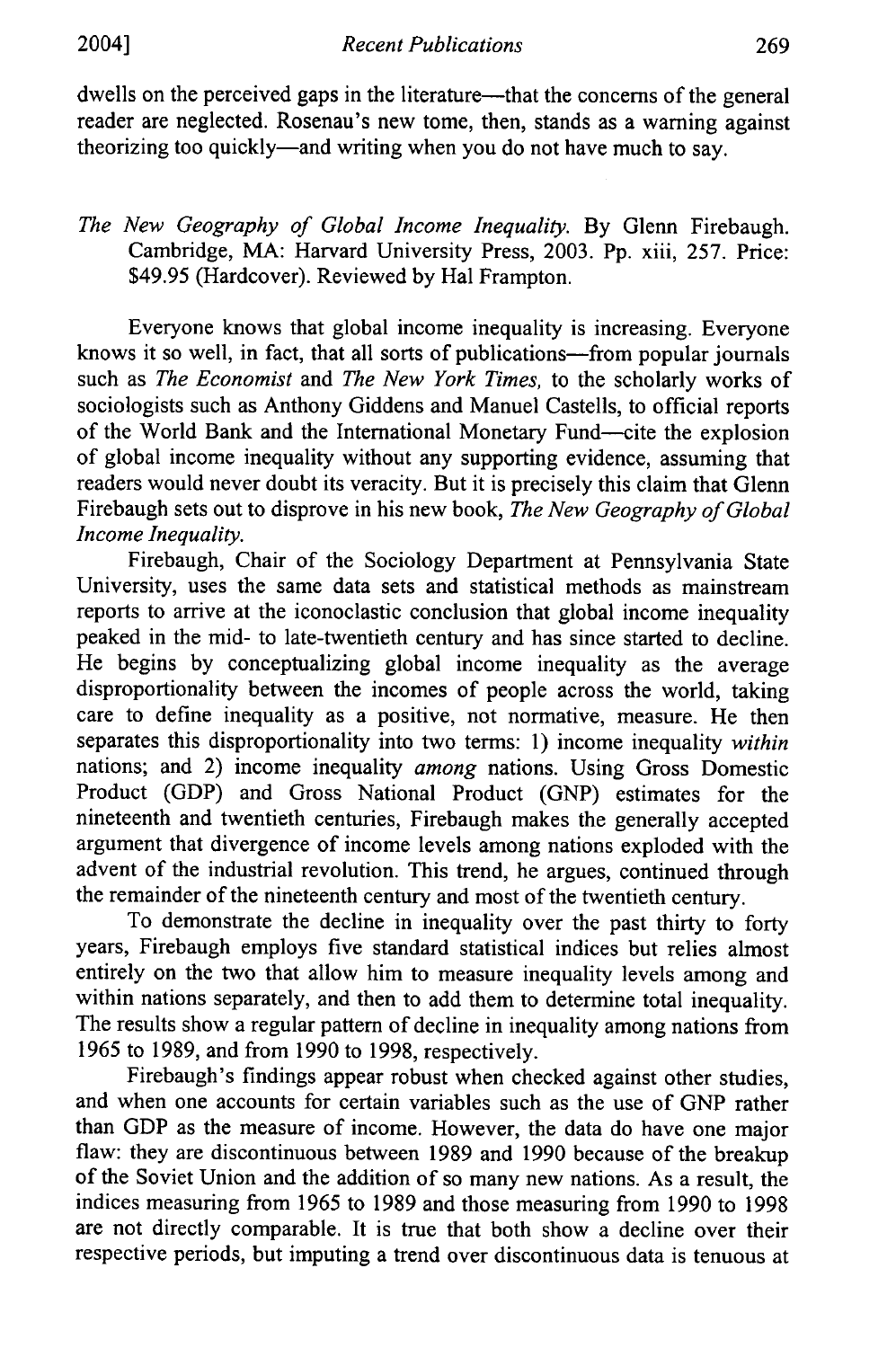dwells on the perceived gaps in the literature—that the concerns of the general reader are neglected. Rosenau's new tome, then, stands as a warning against theorizing too quickly—and writing when you do not have much to say.

*The New Geography of Global Income Inequality.* By Glenn Firebaugh. Cambridge, MA: Harvard University Press, 2003. Pp. xiii, 257. Price: $49.95 (Hardcover). Reviewed by Hal Frampton.

Everyone knows that global income inequality is increasing. Everyone knows it so well, in fact, that all sorts of publications—from popular journals such as *The Economist* and *The New York Times,* to the scholarly works of sociologists such as Anthony Giddens and Manuel Castells, to official reports of the World Bank and the International Monetary Fund—cite the explosion of global income inequality without any supporting evidence, assuming that readers would never doubt its veracity. But it is precisely this claim that Glenn Firebaugh sets out to disprove in his new book, *The New Geography of Global Income Inequality.*

Firebaugh, Chair of the Sociology Department at Pennsylvania State University, uses the same data sets and statistical methods as mainstream reports to arrive at the iconoclastic conclusion that global income inequality peaked in the mid- to late-twentieth century and has since started to decline. He begins by conceptualizing global income inequality as the average disproportionality between the incomes of people across the world, taking care to define inequality as a positive, not normative, measure. He then separates this disproportionality into two terms: 1) income inequality *within* nations; and 2) income inequality *among* nations. Using Gross Domestic Product (GDP) and Gross National Product (GNP) estimates for the nineteenth and twentieth centuries, Firebaugh makes the generally accepted argument that divergence of income levels among nations exploded with the advent of the industrial revolution. This trend, he argues, continued through the remainder of the nineteenth century and most of the twentieth century.

To demonstrate the decline in inequality over the past thirty to forty years, Firebaugh employs five standard statistical indices but relies almost entirely on the two that allow him to measure inequality levels among and within nations separately, and then to add them to determine total inequality. The results show a regular pattern of decline in inequality among nations from 1965 to 1989, and from 1990 to 1998, respectively.

Firebaugh's findings appear robust when checked against other studies, and when one accounts for certain variables such as the use of GNP rather than GDP as the measure of income. However, the data do have one major flaw: they are discontinuous between 1989 and 1990 because of the breakup of the Soviet Union and the addition of so many new nations. As a result, the indices measuring from 1965 to 1989 and those measuring from 1990 to 1998 are not directly comparable. It is true that both show a decline over their respective periods, but imputing a trend over discontinuous data is tenuous at